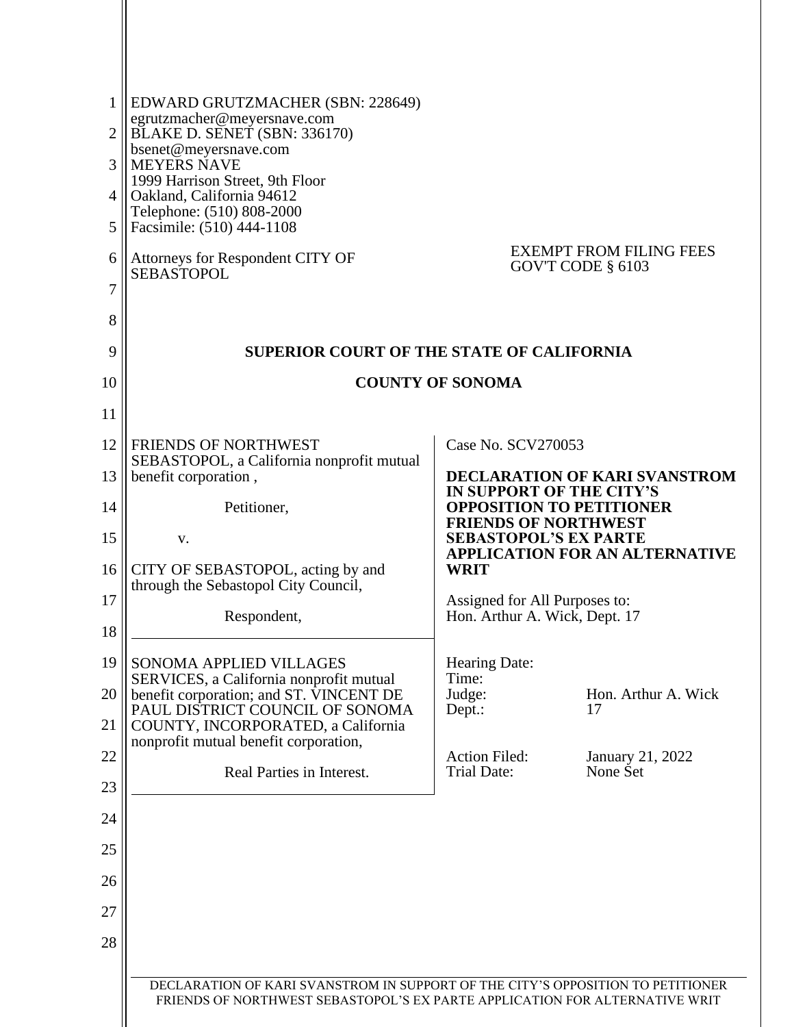EDWARD GRUTZMACHER (SBN: 228649)
egrutzmacher@meyersnave.com
BLAKE D. SENET (SBN: 336170)
bsenet@meyersnave.com
MEYERS NAVE
1999 Harrison Street, 9th Floor
Oakland, California 94612
Telephone: (510) 808-2000
Facsimile: (510) 444-1108

Attorneys for Respondent CITY OF SEBASTOPOL

EXEMPT FROM FILING FEES
GOV'T CODE § 6103

**SUPERIOR COURT OF THE STATE OF CALIFORNIA**

**COUNTY OF SONOMA**

FRIENDS OF NORTHWEST SEBASTOPOL, a California nonprofit mutual benefit corporation ,

Petitioner,

v.

CITY OF SEBASTOPOL, acting by and through the Sebastopol City Council,

Respondent,

---

SONOMA APPLIED VILLAGES SERVICES, a California nonprofit mutual benefit corporation; and ST. VINCENT DE PAUL DISTRICT COUNCIL OF SONOMA COUNTY, INCORPORATED, a California nonprofit mutual benefit corporation,

Real Parties in Interest.

Case No. SCV270053

**DECLARATION OF KARI SVANSTROM IN SUPPORT OF THE CITY'S OPPOSITION TO PETITIONER FRIENDS OF NORTHWEST SEBASTOPOL'S EX PARTE APPLICATION FOR AN ALTERNATIVE WRIT**

Assigned for All Purposes to:
Hon. Arthur A. Wick, Dept. 17

| | |
|---|---|
| Hearing Date: | |
| Time: | |
| Judge: | Hon. Arthur A. Wick |
| Dept.: | 17 |
| | |
| Action Filed: | January 21, 2022 |
| Trial Date: | None Set |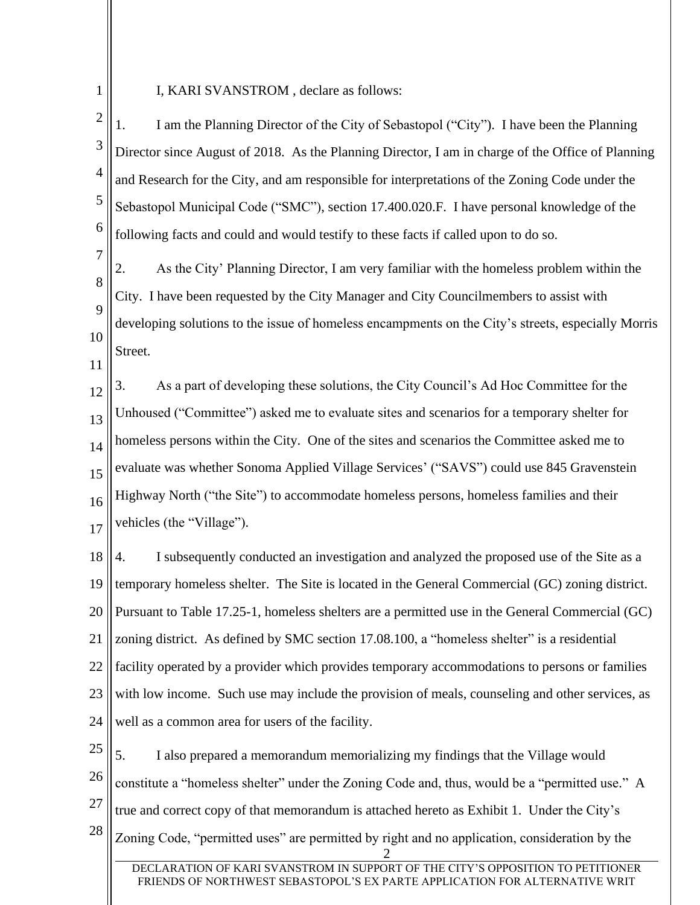I, KARI SVANSTROM , declare as follows:

1. I am the Planning Director of the City of Sebastopol ("City"). I have been the Planning Director since August of 2018. As the Planning Director, I am in charge of the Office of Planning and Research for the City, and am responsible for interpretations of the Zoning Code under the Sebastopol Municipal Code ("SMC"), section 17.400.020.F. I have personal knowledge of the following facts and could and would testify to these facts if called upon to do so.

2. As the City' Planning Director, I am very familiar with the homeless problem within the City. I have been requested by the City Manager and City Councilmembers to assist with developing solutions to the issue of homeless encampments on the City's streets, especially Morris Street.

3. As a part of developing these solutions, the City Council's Ad Hoc Committee for the Unhoused ("Committee") asked me to evaluate sites and scenarios for a temporary shelter for homeless persons within the City. One of the sites and scenarios the Committee asked me to evaluate was whether Sonoma Applied Village Services' ("SAVS") could use 845 Gravenstein Highway North ("the Site") to accommodate homeless persons, homeless families and their vehicles (the "Village").

4. I subsequently conducted an investigation and analyzed the proposed use of the Site as a temporary homeless shelter. The Site is located in the General Commercial (GC) zoning district. Pursuant to Table 17.25-1, homeless shelters are a permitted use in the General Commercial (GC) zoning district. As defined by SMC section 17.08.100, a "homeless shelter" is a residential facility operated by a provider which provides temporary accommodations to persons or families with low income. Such use may include the provision of meals, counseling and other services, as well as a common area for users of the facility.

5. I also prepared a memorandum memorializing my findings that the Village would constitute a "homeless shelter" under the Zoning Code and, thus, would be a "permitted use." A true and correct copy of that memorandum is attached hereto as Exhibit 1. Under the City's Zoning Code, "permitted uses" are permitted by right and no application, consideration by the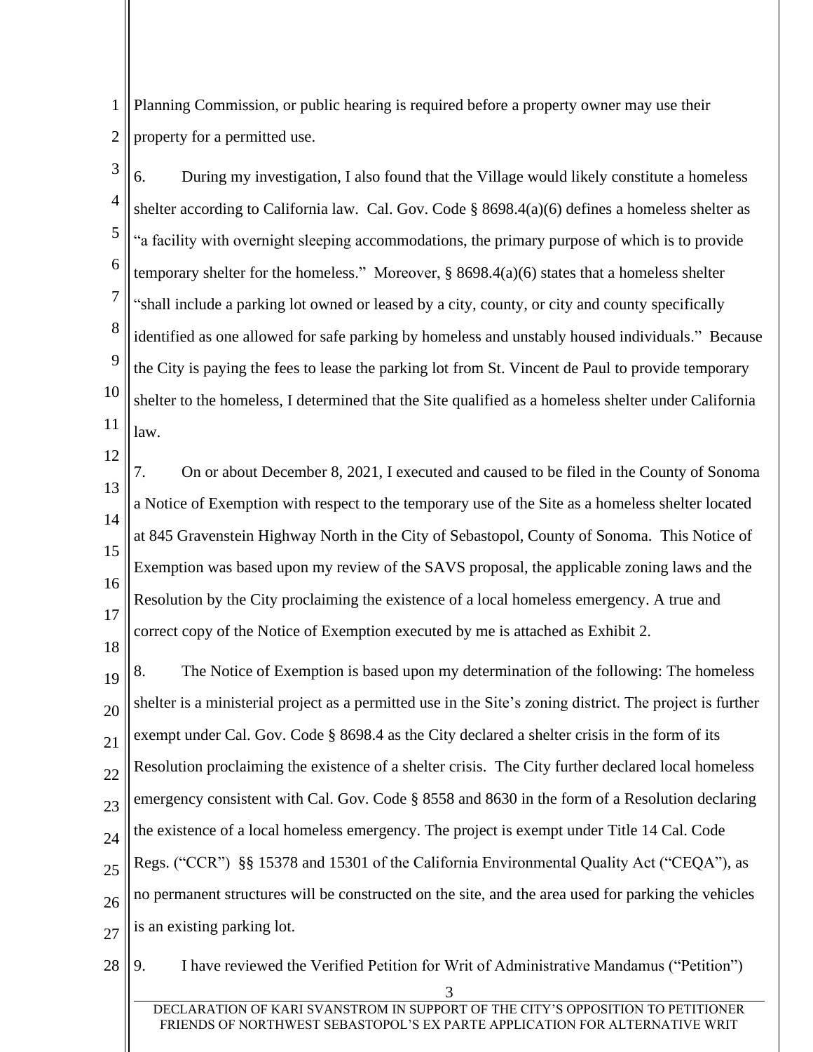Planning Commission, or public hearing is required before a property owner may use their property for a permitted use.

6. During my investigation, I also found that the Village would likely constitute a homeless shelter according to California law. Cal. Gov. Code § 8698.4(a)(6) defines a homeless shelter as "a facility with overnight sleeping accommodations, the primary purpose of which is to provide temporary shelter for the homeless." Moreover, § 8698.4(a)(6) states that a homeless shelter "shall include a parking lot owned or leased by a city, county, or city and county specifically identified as one allowed for safe parking by homeless and unstably housed individuals." Because the City is paying the fees to lease the parking lot from St. Vincent de Paul to provide temporary shelter to the homeless, I determined that the Site qualified as a homeless shelter under California law.

7. On or about December 8, 2021, I executed and caused to be filed in the County of Sonoma a Notice of Exemption with respect to the temporary use of the Site as a homeless shelter located at 845 Gravenstein Highway North in the City of Sebastopol, County of Sonoma. This Notice of Exemption was based upon my review of the SAVS proposal, the applicable zoning laws and the Resolution by the City proclaiming the existence of a local homeless emergency. A true and correct copy of the Notice of Exemption executed by me is attached as Exhibit 2.

8. The Notice of Exemption is based upon my determination of the following: The homeless shelter is a ministerial project as a permitted use in the Site's zoning district. The project is further exempt under Cal. Gov. Code § 8698.4 as the City declared a shelter crisis in the form of its Resolution proclaiming the existence of a shelter crisis. The City further declared local homeless emergency consistent with Cal. Gov. Code § 8558 and 8630 in the form of a Resolution declaring the existence of a local homeless emergency. The project is exempt under Title 14 Cal. Code Regs. ("CCR") §§ 15378 and 15301 of the California Environmental Quality Act ("CEQA"), as no permanent structures will be constructed on the site, and the area used for parking the vehicles is an existing parking lot.

9. I have reviewed the Verified Petition for Writ of Administrative Mandamus ("Petition")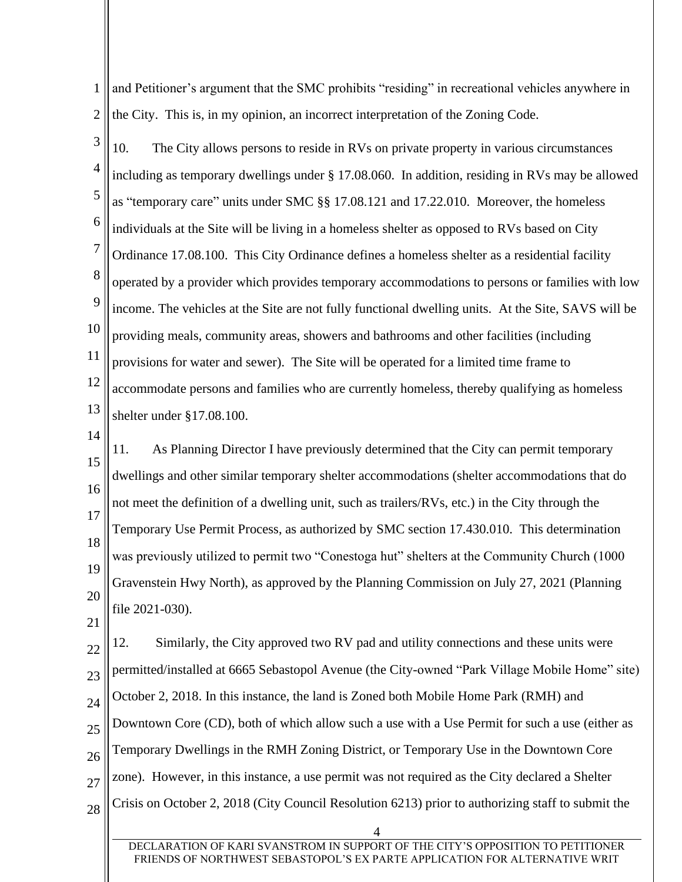and Petitioner's argument that the SMC prohibits "residing" in recreational vehicles anywhere in the City. This is, in my opinion, an incorrect interpretation of the Zoning Code.

10. The City allows persons to reside in RVs on private property in various circumstances including as temporary dwellings under § 17.08.060. In addition, residing in RVs may be allowed as "temporary care" units under SMC §§ 17.08.121 and 17.22.010. Moreover, the homeless individuals at the Site will be living in a homeless shelter as opposed to RVs based on City Ordinance 17.08.100. This City Ordinance defines a homeless shelter as a residential facility operated by a provider which provides temporary accommodations to persons or families with low income. The vehicles at the Site are not fully functional dwelling units. At the Site, SAVS will be providing meals, community areas, showers and bathrooms and other facilities (including provisions for water and sewer). The Site will be operated for a limited time frame to accommodate persons and families who are currently homeless, thereby qualifying as homeless shelter under §17.08.100.

11. As Planning Director I have previously determined that the City can permit temporary dwellings and other similar temporary shelter accommodations (shelter accommodations that do not meet the definition of a dwelling unit, such as trailers/RVs, etc.) in the City through the Temporary Use Permit Process, as authorized by SMC section 17.430.010. This determination was previously utilized to permit two "Conestoga hut" shelters at the Community Church (1000 Gravenstein Hwy North), as approved by the Planning Commission on July 27, 2021 (Planning file 2021-030).

12. Similarly, the City approved two RV pad and utility connections and these units were permitted/installed at 6665 Sebastopol Avenue (the City-owned "Park Village Mobile Home" site) October 2, 2018. In this instance, the land is Zoned both Mobile Home Park (RMH) and Downtown Core (CD), both of which allow such a use with a Use Permit for such a use (either as Temporary Dwellings in the RMH Zoning District, or Temporary Use in the Downtown Core zone). However, in this instance, a use permit was not required as the City declared a Shelter Crisis on October 2, 2018 (City Council Resolution 6213) prior to authorizing staff to submit the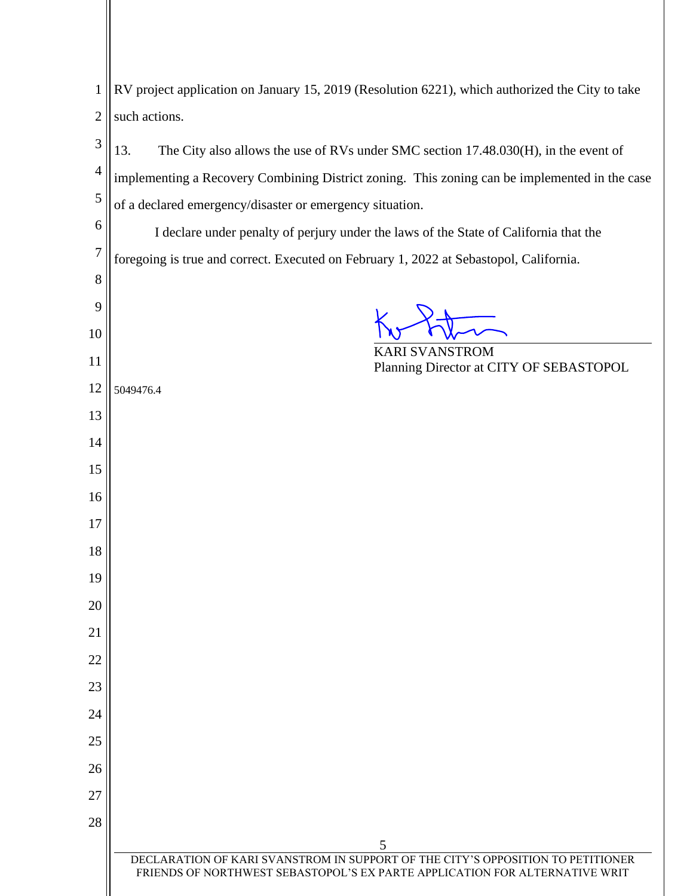RV project application on January 15, 2019 (Resolution 6221), which authorized the City to take such actions.

13. The City also allows the use of RVs under SMC section 17.48.030(H), in the event of implementing a Recovery Combining District zoning. This zoning can be implemented in the case of a declared emergency/disaster or emergency situation.

I declare under penalty of perjury under the laws of the State of California that the foregoing is true and correct. Executed on February 1, 2022 at Sebastopol, California.

KARI SVANSTROM
Planning Director at CITY OF SEBASTOPOL

5049476.4

DECLARATION OF KARI SVANSTROM IN SUPPORT OF THE CITY'S OPPOSITION TO PETITIONER FRIENDS OF NORTHWEST SEBASTOPOL'S EX PARTE APPLICATION FOR ALTERNATIVE WRIT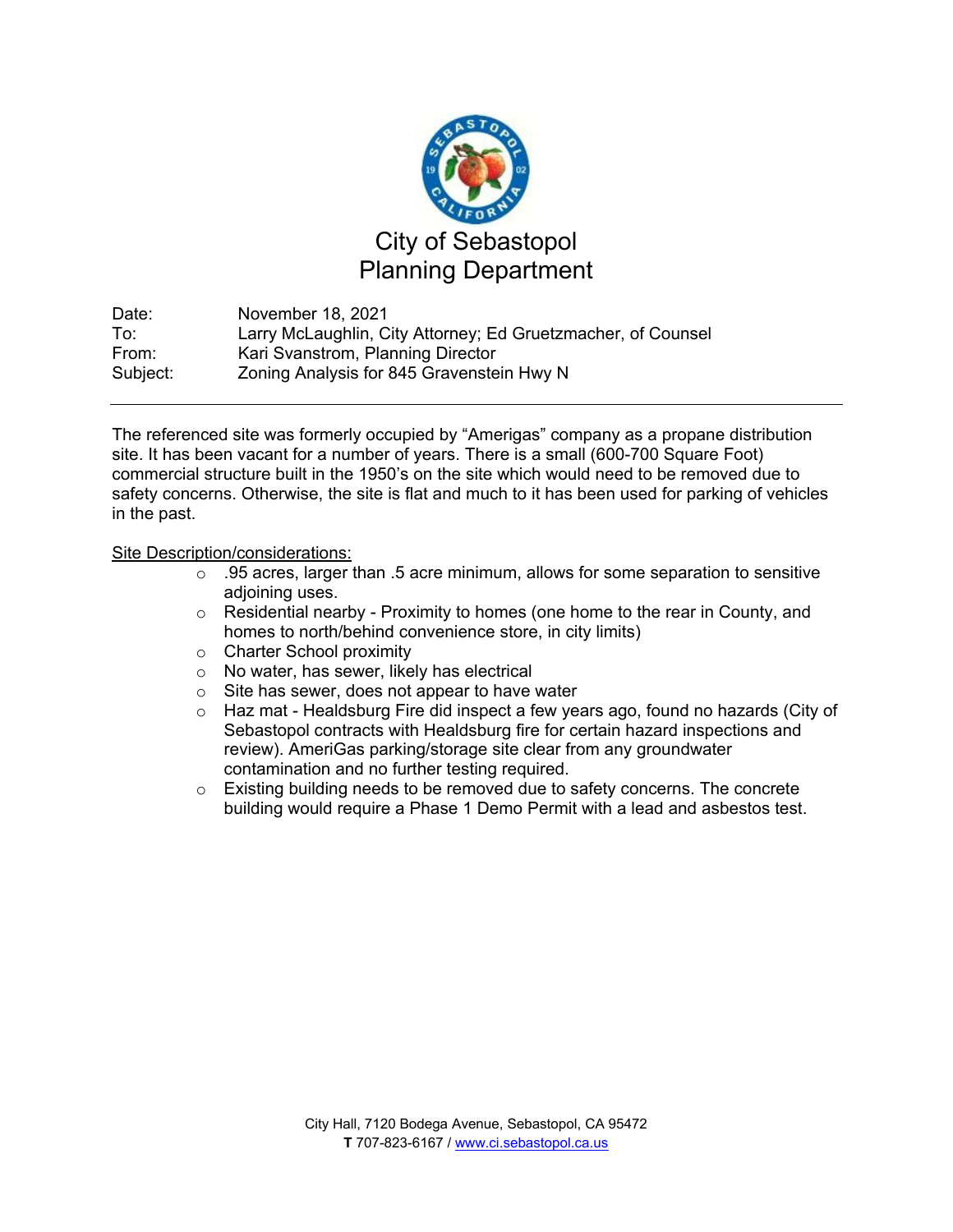# City of Sebastopol
## Planning Department

Date: November 18, 2021
To: Larry McLaughlin, City Attorney; Ed Gruetzmacher, of Counsel
From: Kari Svanstrom, Planning Director
Subject: Zoning Analysis for 845 Gravenstein Hwy N

---

The referenced site was formerly occupied by "Amerigas" company as a propane distribution site. It has been vacant for a number of years. There is a small (600-700 Square Foot) commercial structure built in the 1950's on the site which would need to be removed due to safety concerns. Otherwise, the site is flat and much to it has been used for parking of vehicles in the past.

Site Description/considerations:

- .95 acres, larger than .5 acre minimum, allows for some separation to sensitive adjoining uses.
- Residential nearby - Proximity to homes (one home to the rear in County, and homes to north/behind convenience store, in city limits)
- Charter School proximity
- No water, has sewer, likely has electrical
- Site has sewer, does not appear to have water
- Haz mat - Healdsburg Fire did inspect a few years ago, found no hazards (City of Sebastopol contracts with Healdsburg fire for certain hazard inspections and review). AmeriGas parking/storage site clear from any groundwater contamination and no further testing required.
- Existing building needs to be removed due to safety concerns. The concrete building would require a Phase 1 Demo Permit with a lead and asbestos test.

City Hall, 7120 Bodega Avenue, Sebastopol, CA 95472
**T** 707-823-6167 / www.ci.sebastopol.ca.us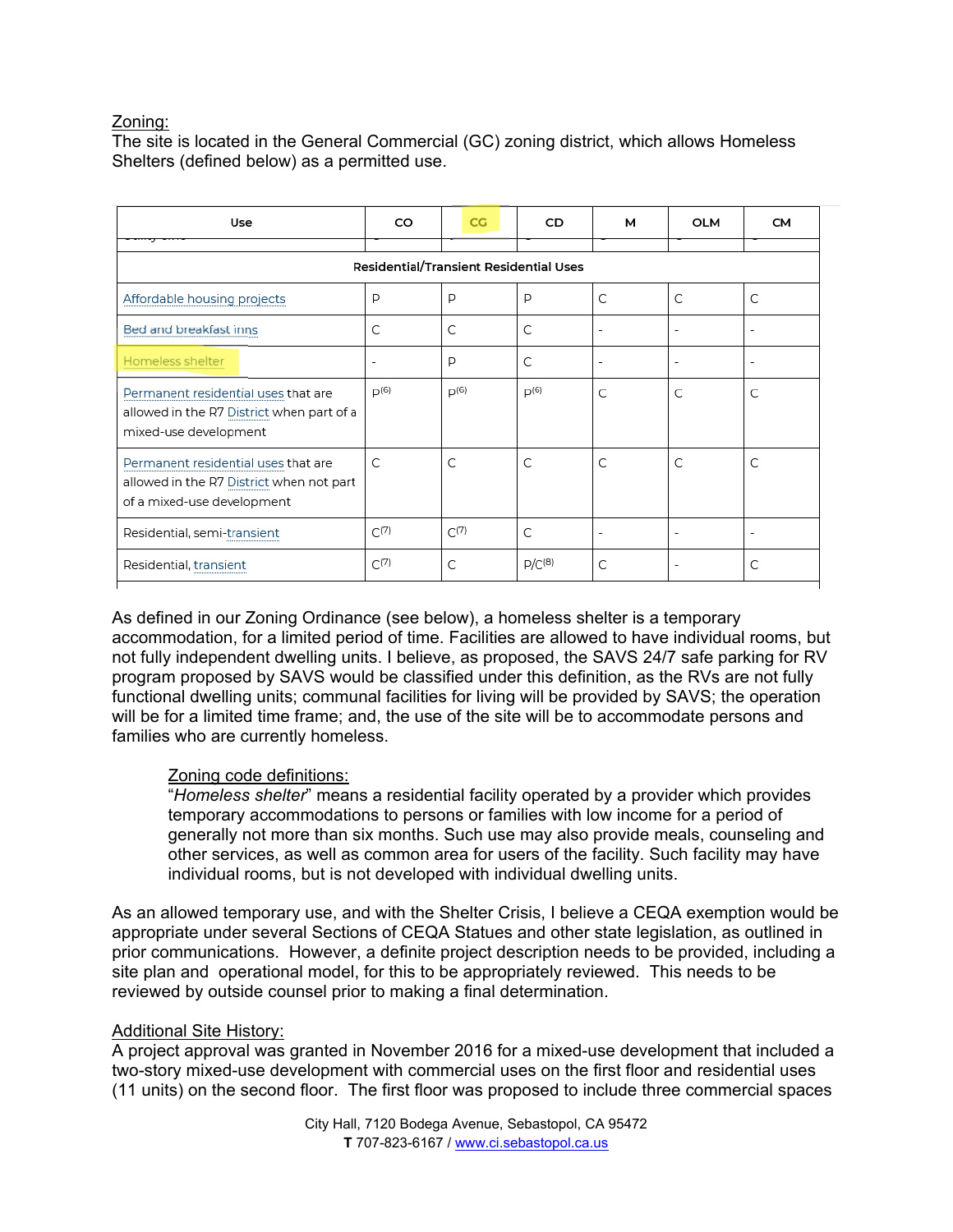Zoning:
The site is located in the General Commercial (GC) zoning district, which allows Homeless Shelters (defined below) as a permitted use.

| Use | CO | CG | CD | M | OLM | CM |
|---|---|---|---|---|---|---|
| Residential/Transient Residential Uses | | | | | | |
| Affordable housing projects | P | P | P | C | C | C |
| Bed and breakfast inns | C | C | C | - | - | - |
| Homeless shelter | - | P | C | - | - | - |
| Permanent residential uses that are allowed in the R7 District when part of a mixed-use development | P(6) | P(6) | P(6) | C | C | C |
| Permanent residential uses that are allowed in the R7 District when not part of a mixed-use development | C | C | C | C | C | C |
| Residential, semi-transient | C(7) | C(7) | C | - | - | - |
| Residential, transient | C(7) | C | P/C(8) | C | - | C |

As defined in our Zoning Ordinance (see below), a homeless shelter is a temporary accommodation, for a limited period of time. Facilities are allowed to have individual rooms, but not fully independent dwelling units. I believe, as proposed, the SAVS 24/7 safe parking for RV program proposed by SAVS would be classified under this definition, as the RVs are not fully functional dwelling units; communal facilities for living will be provided by SAVS; the operation will be for a limited time frame; and, the use of the site will be to accommodate persons and families who are currently homeless.

> Zoning code definitions:
> "*Homeless shelter*" means a residential facility operated by a provider which provides temporary accommodations to persons or families with low income for a period of generally not more than six months. Such use may also provide meals, counseling and other services, as well as common area for users of the facility. Such facility may have individual rooms, but is not developed with individual dwelling units.

As an allowed temporary use, and with the Shelter Crisis, I believe a CEQA exemption would be appropriate under several Sections of CEQA Statues and other state legislation, as outlined in prior communications. However, a definite project description needs to be provided, including a site plan and operational model, for this to be appropriately reviewed. This needs to be reviewed by outside counsel prior to making a final determination.

Additional Site History:
A project approval was granted in November 2016 for a mixed-use development that included a two-story mixed-use development with commercial uses on the first floor and residential uses (11 units) on the second floor. The first floor was proposed to include three commercial spaces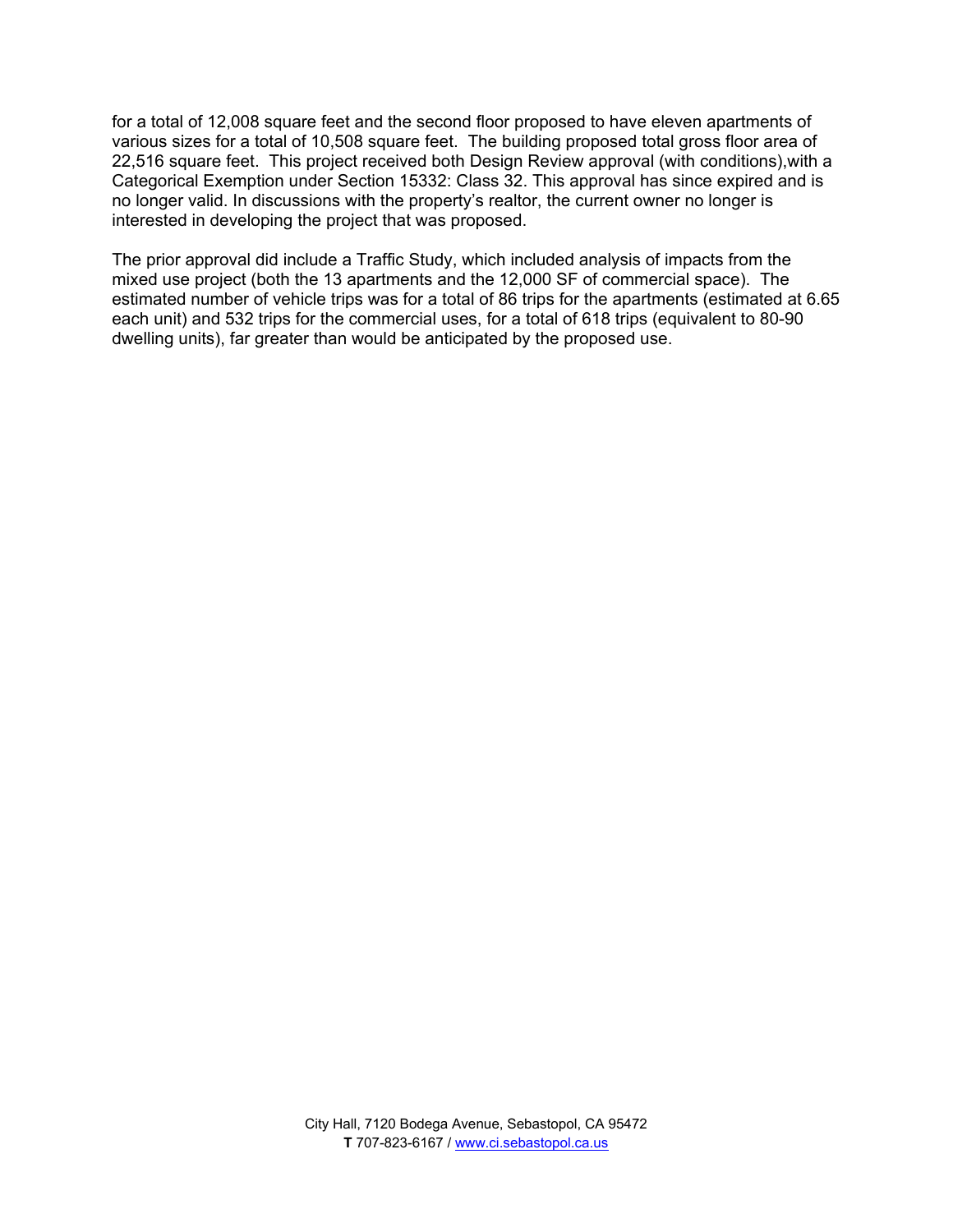for a total of 12,008 square feet and the second floor proposed to have eleven apartments of various sizes for a total of 10,508 square feet. The building proposed total gross floor area of 22,516 square feet. This project received both Design Review approval (with conditions),with a Categorical Exemption under Section 15332: Class 32. This approval has since expired and is no longer valid. In discussions with the property's realtor, the current owner no longer is interested in developing the project that was proposed.

The prior approval did include a Traffic Study, which included analysis of impacts from the mixed use project (both the 13 apartments and the 12,000 SF of commercial space). The estimated number of vehicle trips was for a total of 86 trips for the apartments (estimated at 6.65 each unit) and 532 trips for the commercial uses, for a total of 618 trips (equivalent to 80-90 dwelling units), far greater than would be anticipated by the proposed use.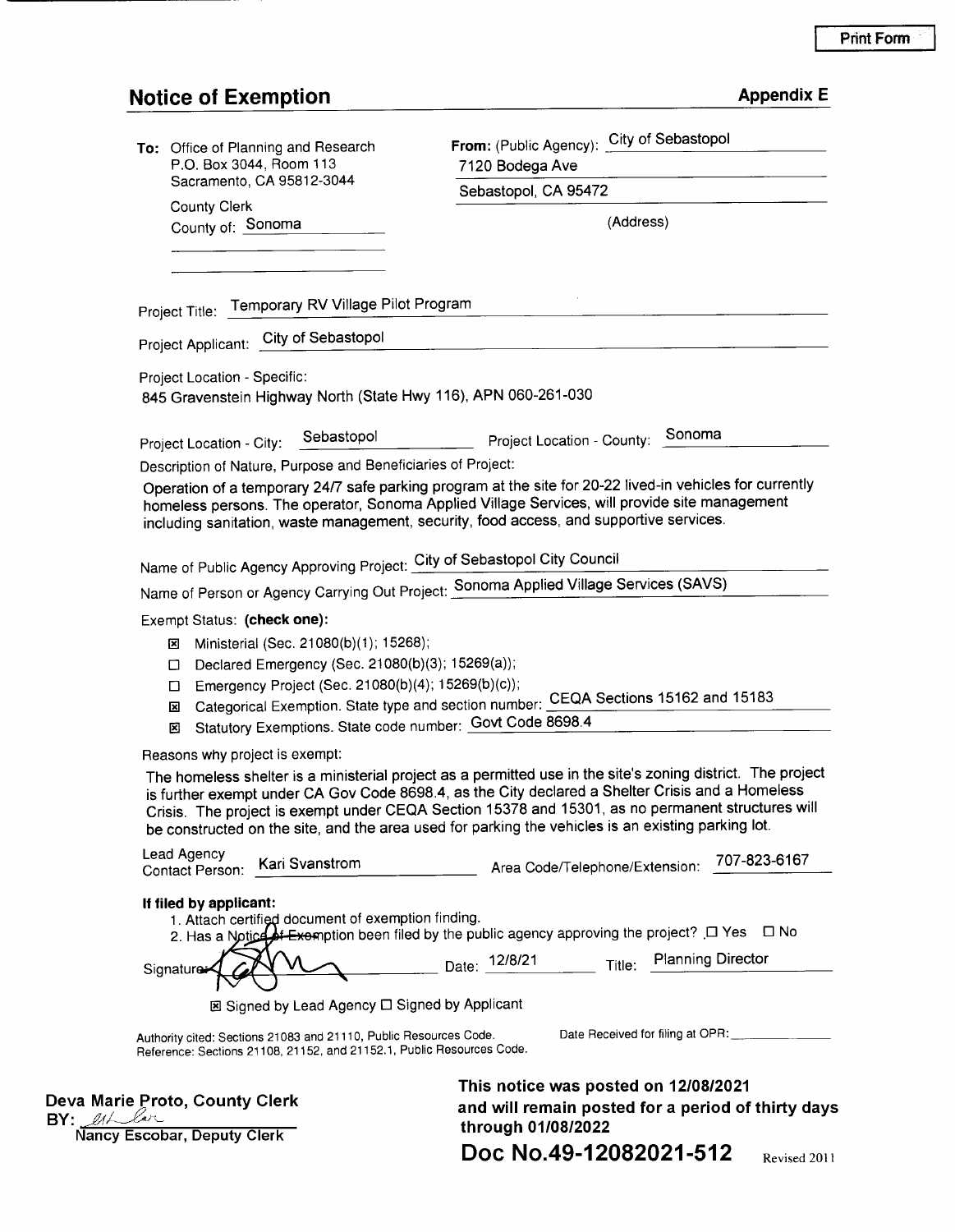Print Form

## Notice of Exemption

**Appendix E**

**To:** Office of Planning and Research
P.O. Box 3044, Room 113
Sacramento, CA 95812-3044

County Clerk
County of: Sonoma

**From:** (Public Agency): City of Sebastopol
7120 Bodega Ave
Sebastopol, CA 95472
(Address)

Project Title: Temporary RV Village Pilot Program

Project Applicant: City of Sebastopol

Project Location - Specific:
845 Gravenstein Highway North (State Hwy 116), APN 060-261-030

Project Location - City: Sebastopol    Project Location - County: Sonoma

Description of Nature, Purpose and Beneficiaries of Project:

Operation of a temporary 24/7 safe parking program at the site for 20-22 lived-in vehicles for currently homeless persons. The operator, Sonoma Applied Village Services, will provide site management including sanitation, waste management, security, food access, and supportive services.

Name of Public Agency Approving Project: City of Sebastopol City Council

Name of Person or Agency Carrying Out Project: Sonoma Applied Village Services (SAVS)

Exempt Status: **(check one):**

- ☒ Ministerial (Sec. 21080(b)(1); 15268);
- ☐ Declared Emergency (Sec. 21080(b)(3); 15269(a));
- ☐ Emergency Project (Sec. 21080(b)(4); 15269(b)(c));
- ☒ Categorical Exemption. State type and section number: CEQA Sections 15162 and 15183
- ☒ Statutory Exemptions. State code number: Govt Code 8698.4

Reasons why project is exempt:

The homeless shelter is a ministerial project as a permitted use in the site's zoning district. The project is further exempt under CA Gov Code 8698.4, as the City declared a Shelter Crisis and a Homeless Crisis. The project is exempt under CEQA Section 15378 and 15301, as no permanent structures will be constructed on the site, and the area used for parking the vehicles is an existing parking lot.

Lead Agency Contact Person: Kari Svanstrom    Area Code/Telephone/Extension: 707-823-6167

**If filed by applicant:**

1. Attach certified document of exemption finding.
2. Has a Notice of Exemption been filed by the public agency approving the project? ☐ Yes ☐ No

Signature: [signature]    Date: 12/8/21    Title: Planning Director

☒ Signed by Lead Agency ☐ Signed by Applicant

Authority cited: Sections 21083 and 21110, Public Resources Code.
Reference: Sections 21108, 21152, and 21152.1, Public Resources Code.

Date Received for filing at OPR: ____________

**Deva Marie Proto, County Clerk**
**BY:** [signature]
**Nancy Escobar, Deputy Clerk**

**This notice was posted on 12/08/2021**
**and will remain posted for a period of thirty days**
**through 01/08/2022**

**Doc No.49-12082021-512**

Revised 2011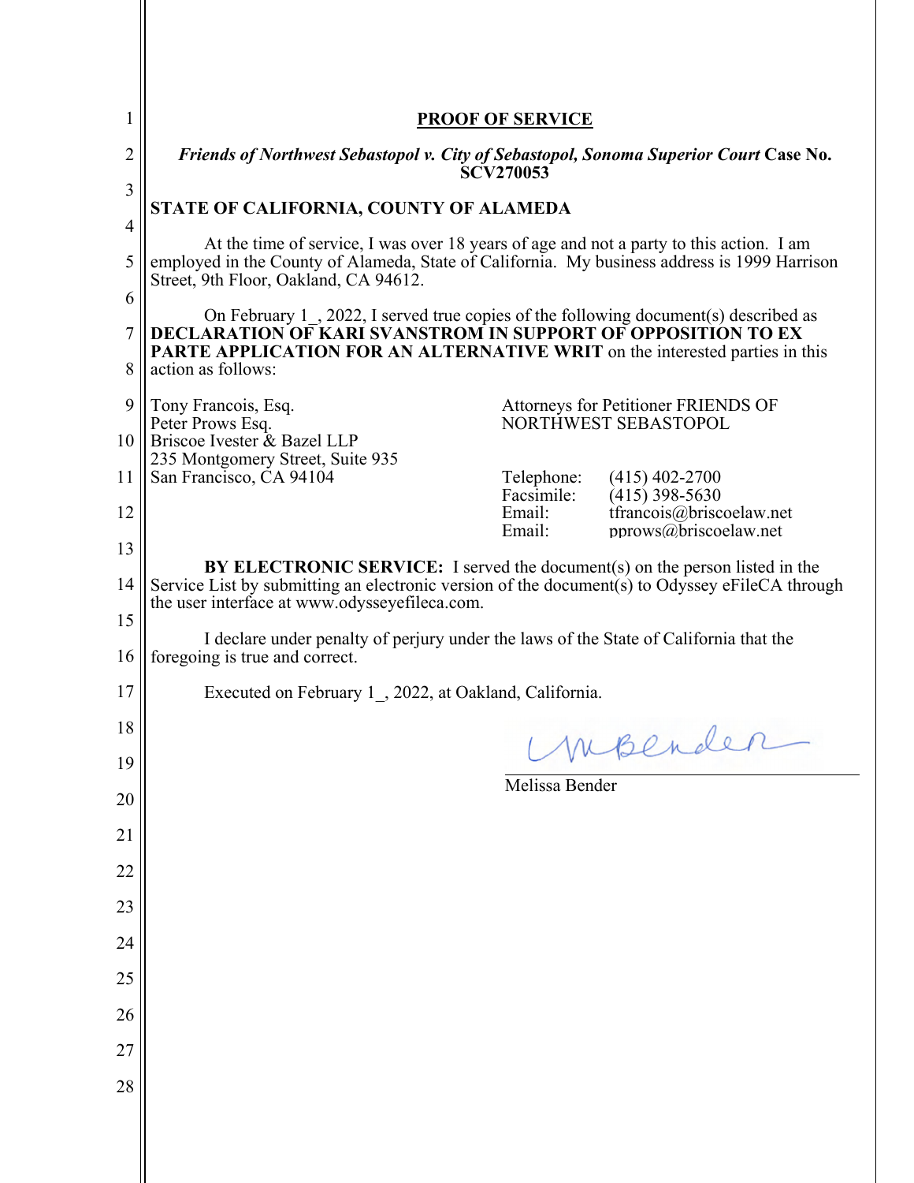# PROOF OF SERVICE

***Friends of Northwest Sebastopol v. City of Sebastopol, Sonoma Superior Court* Case No. SCV270053**

**STATE OF CALIFORNIA, COUNTY OF ALAMEDA**

At the time of service, I was over 18 years of age and not a party to this action. I am employed in the County of Alameda, State of California. My business address is 1999 Harrison Street, 9th Floor, Oakland, CA 94612.

On February 1_, 2022, I served true copies of the following document(s) described as **DECLARATION OF KARI SVANSTROM IN SUPPORT OF OPPOSITION TO EX PARTE APPLICATION FOR AN ALTERNATIVE WRIT** on the interested parties in this action as follows:

| | |
|---|---|
| Tony Francois, Esq.<br>Peter Prows Esq.<br>Briscoe Ivester & Bazel LLP<br>235 Montgomery Street, Suite 935<br>San Francisco, CA 94104 | Attorneys for Petitioner FRIENDS OF NORTHWEST SEBASTOPOL<br><br>Telephone: (415) 402-2700<br>Facsimile: (415) 398-5630<br>Email: tfrancois@briscoelaw.net<br>Email: pprows@briscoelaw.net |

**BY ELECTRONIC SERVICE:** I served the document(s) on the person listed in the Service List by submitting an electronic version of the document(s) to Odyssey eFileCA through the user interface at www.odysseyefileca.com.

I declare under penalty of perjury under the laws of the State of California that the foregoing is true and correct.

Executed on February 1_, 2022, at Oakland, California.

MBender

Melissa Bender